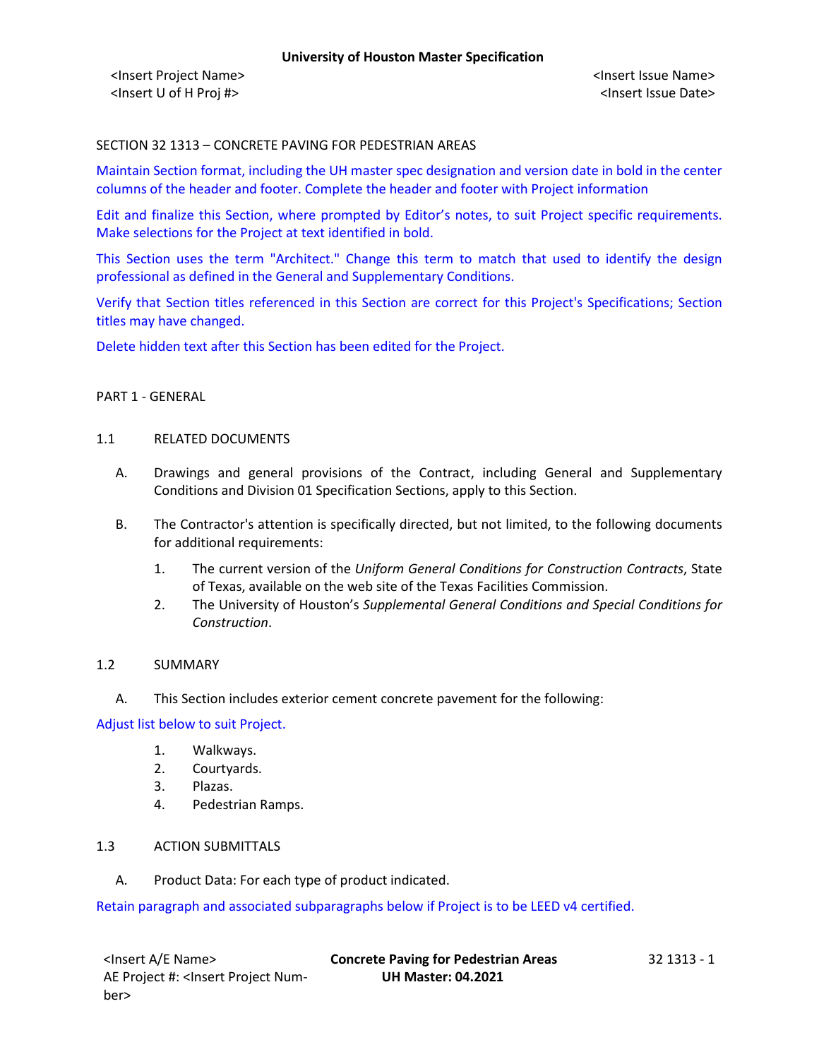# SECTION 32 1313 – CONCRETE PAVING FOR PEDESTRIAN AREAS

Maintain Section format, including the UH master spec designation and version date in bold in the center columns of the header and footer. Complete the header and footer with Project information

Edit and finalize this Section, where prompted by Editor's notes, to suit Project specific requirements. Make selections for the Project at text identified in bold.

This Section uses the term "Architect." Change this term to match that used to identify the design professional as defined in the General and Supplementary Conditions.

Verify that Section titles referenced in this Section are correct for this Project's Specifications; Section titles may have changed.

Delete hidden text after this Section has been edited for the Project.

## PART 1 - GENERAL

### 1.1 RELATED DOCUMENTS

A. Drawings and general provisions of the Contract, including General and Supplementary Conditions and Division 01 Specification Sections, apply to this Section.

B. The Contractor's attention is specifically directed, but not limited, to the following documents for additional requirements:

1. The current version of the *Uniform General Conditions for Construction Contracts*, State of Texas, available on the web site of the Texas Facilities Commission.
2. The University of Houston's *Supplemental General Conditions and Special Conditions for Construction*.

### 1.2 SUMMARY

A. This Section includes exterior cement concrete pavement for the following:

Adjust list below to suit Project.

1. Walkways.
2. Courtyards.
3. Plazas.
4. Pedestrian Ramps.

### 1.3 ACTION SUBMITTALS

A. Product Data: For each type of product indicated.

Retain paragraph and associated subparagraphs below if Project is to be LEED v4 certified.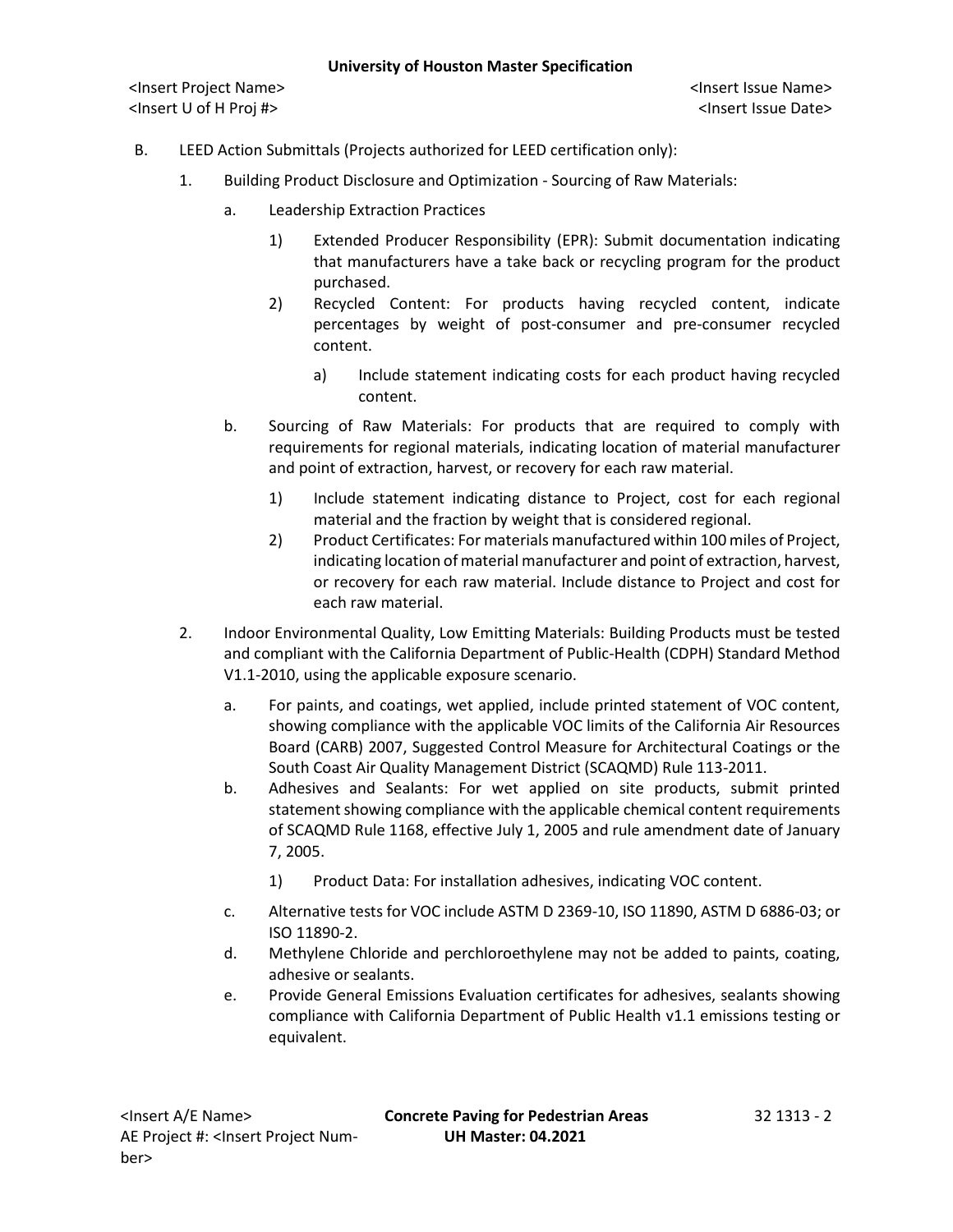B. LEED Action Submittals (Projects authorized for LEED certification only):

1. Building Product Disclosure and Optimization - Sourcing of Raw Materials:

   a. Leadership Extraction Practices

      1) Extended Producer Responsibility (EPR): Submit documentation indicating that manufacturers have a take back or recycling program for the product purchased.

      2) Recycled Content: For products having recycled content, indicate percentages by weight of post-consumer and pre-consumer recycled content.

         a) Include statement indicating costs for each product having recycled content.

   b. Sourcing of Raw Materials: For products that are required to comply with requirements for regional materials, indicating location of material manufacturer and point of extraction, harvest, or recovery for each raw material.

      1) Include statement indicating distance to Project, cost for each regional material and the fraction by weight that is considered regional.

      2) Product Certificates: For materials manufactured within 100 miles of Project, indicating location of material manufacturer and point of extraction, harvest, or recovery for each raw material. Include distance to Project and cost for each raw material.

2. Indoor Environmental Quality, Low Emitting Materials: Building Products must be tested and compliant with the California Department of Public-Health (CDPH) Standard Method V1.1-2010, using the applicable exposure scenario.

   a. For paints, and coatings, wet applied, include printed statement of VOC content, showing compliance with the applicable VOC limits of the California Air Resources Board (CARB) 2007, Suggested Control Measure for Architectural Coatings or the South Coast Air Quality Management District (SCAQMD) Rule 113-2011.

   b. Adhesives and Sealants: For wet applied on site products, submit printed statement showing compliance with the applicable chemical content requirements of SCAQMD Rule 1168, effective July 1, 2005 and rule amendment date of January 7, 2005.

      1) Product Data: For installation adhesives, indicating VOC content.

   c. Alternative tests for VOC include ASTM D 2369-10, ISO 11890, ASTM D 6886-03; or ISO 11890-2.

   d. Methylene Chloride and perchloroethylene may not be added to paints, coating, adhesive or sealants.

   e. Provide General Emissions Evaluation certificates for adhesives, sealants showing compliance with California Department of Public Health v1.1 emissions testing or equivalent.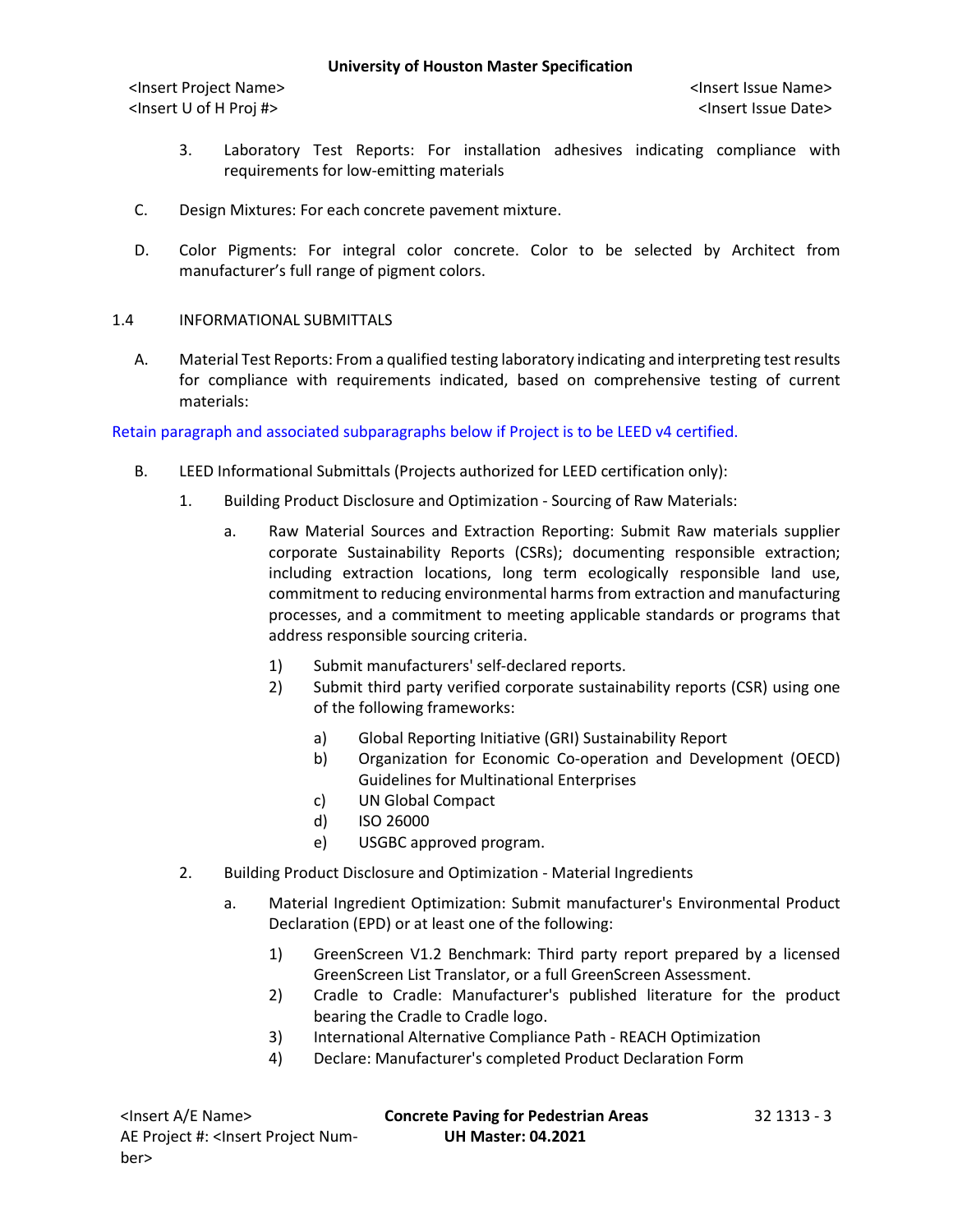3. Laboratory Test Reports: For installation adhesives indicating compliance with requirements for low-emitting materials

C. Design Mixtures: For each concrete pavement mixture.

D. Color Pigments: For integral color concrete. Color to be selected by Architect from manufacturer's full range of pigment colors.

## 1.4 INFORMATIONAL SUBMITTALS

A. Material Test Reports: From a qualified testing laboratory indicating and interpreting test results for compliance with requirements indicated, based on comprehensive testing of current materials:

Retain paragraph and associated subparagraphs below if Project is to be LEED v4 certified.

B. LEED Informational Submittals (Projects authorized for LEED certification only):

1. Building Product Disclosure and Optimization - Sourcing of Raw Materials:
   a. Raw Material Sources and Extraction Reporting: Submit Raw materials supplier corporate Sustainability Reports (CSRs); documenting responsible extraction; including extraction locations, long term ecologically responsible land use, commitment to reducing environmental harms from extraction and manufacturing processes, and a commitment to meeting applicable standards or programs that address responsible sourcing criteria.
      1) Submit manufacturers' self-declared reports.
      2) Submit third party verified corporate sustainability reports (CSR) using one of the following frameworks:
         a) Global Reporting Initiative (GRI) Sustainability Report
         b) Organization for Economic Co-operation and Development (OECD) Guidelines for Multinational Enterprises
         c) UN Global Compact
         d) ISO 26000
         e) USGBC approved program.
2. Building Product Disclosure and Optimization - Material Ingredients
   a. Material Ingredient Optimization: Submit manufacturer's Environmental Product Declaration (EPD) or at least one of the following:
      1) GreenScreen V1.2 Benchmark: Third party report prepared by a licensed GreenScreen List Translator, or a full GreenScreen Assessment.
      2) Cradle to Cradle: Manufacturer's published literature for the product bearing the Cradle to Cradle logo.
      3) International Alternative Compliance Path - REACH Optimization
      4) Declare: Manufacturer's completed Product Declaration Form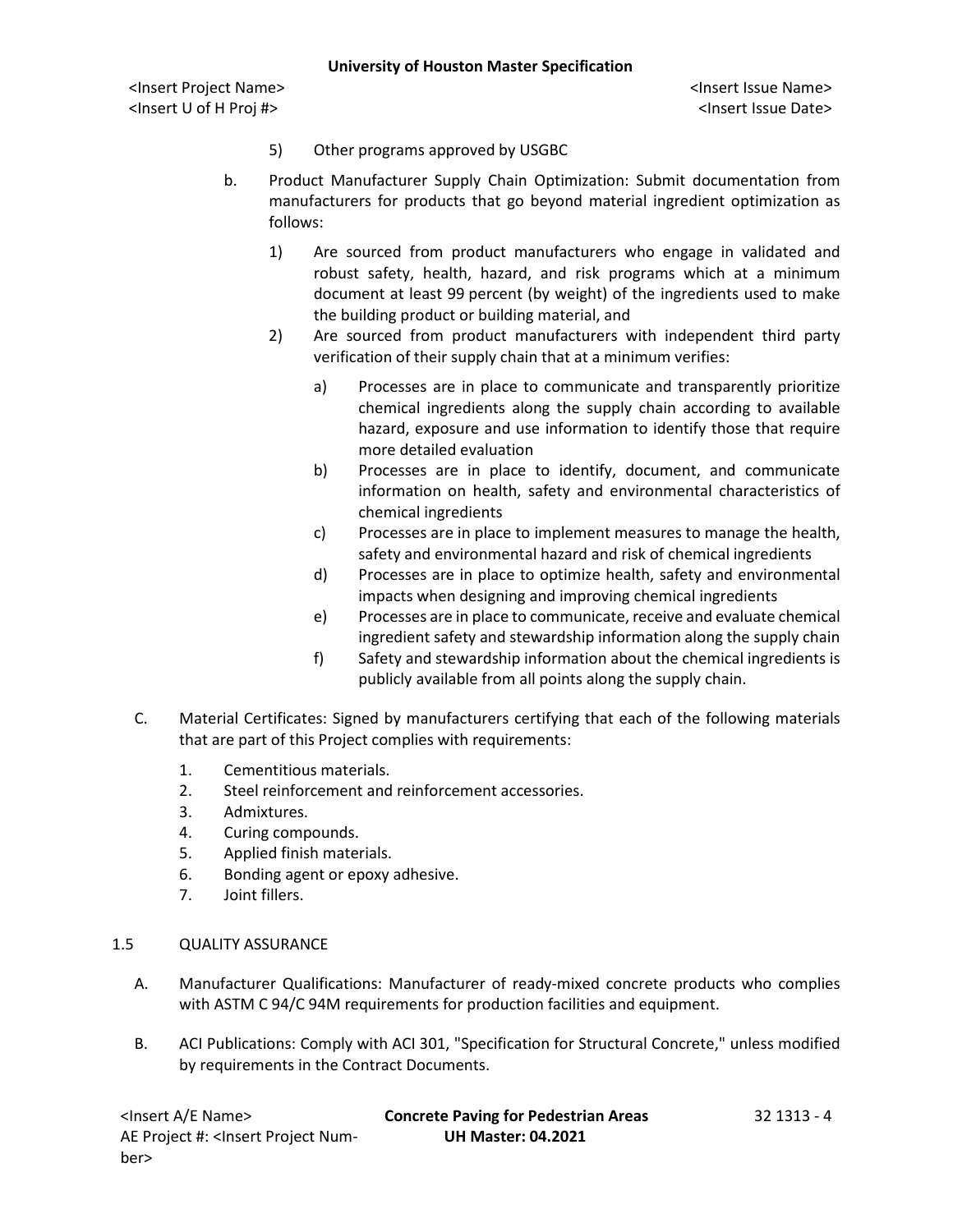5) Other programs approved by USGBC

b. Product Manufacturer Supply Chain Optimization: Submit documentation from manufacturers for products that go beyond material ingredient optimization as follows:

   1) Are sourced from product manufacturers who engage in validated and robust safety, health, hazard, and risk programs which at a minimum document at least 99 percent (by weight) of the ingredients used to make the building product or building material, and

   2) Are sourced from product manufacturers with independent third party verification of their supply chain that at a minimum verifies:

      a) Processes are in place to communicate and transparently prioritize chemical ingredients along the supply chain according to available hazard, exposure and use information to identify those that require more detailed evaluation

      b) Processes are in place to identify, document, and communicate information on health, safety and environmental characteristics of chemical ingredients

      c) Processes are in place to implement measures to manage the health, safety and environmental hazard and risk of chemical ingredients

      d) Processes are in place to optimize health, safety and environmental impacts when designing and improving chemical ingredients

      e) Processes are in place to communicate, receive and evaluate chemical ingredient safety and stewardship information along the supply chain

      f) Safety and stewardship information about the chemical ingredients is publicly available from all points along the supply chain.

C. Material Certificates: Signed by manufacturers certifying that each of the following materials that are part of this Project complies with requirements:

   1. Cementitious materials.
   2. Steel reinforcement and reinforcement accessories.
   3. Admixtures.
   4. Curing compounds.
   5. Applied finish materials.
   6. Bonding agent or epoxy adhesive.
   7. Joint fillers.

## 1.5 QUALITY ASSURANCE

A. Manufacturer Qualifications: Manufacturer of ready-mixed concrete products who complies with ASTM C 94/C 94M requirements for production facilities and equipment.

B. ACI Publications: Comply with ACI 301, "Specification for Structural Concrete," unless modified by requirements in the Contract Documents.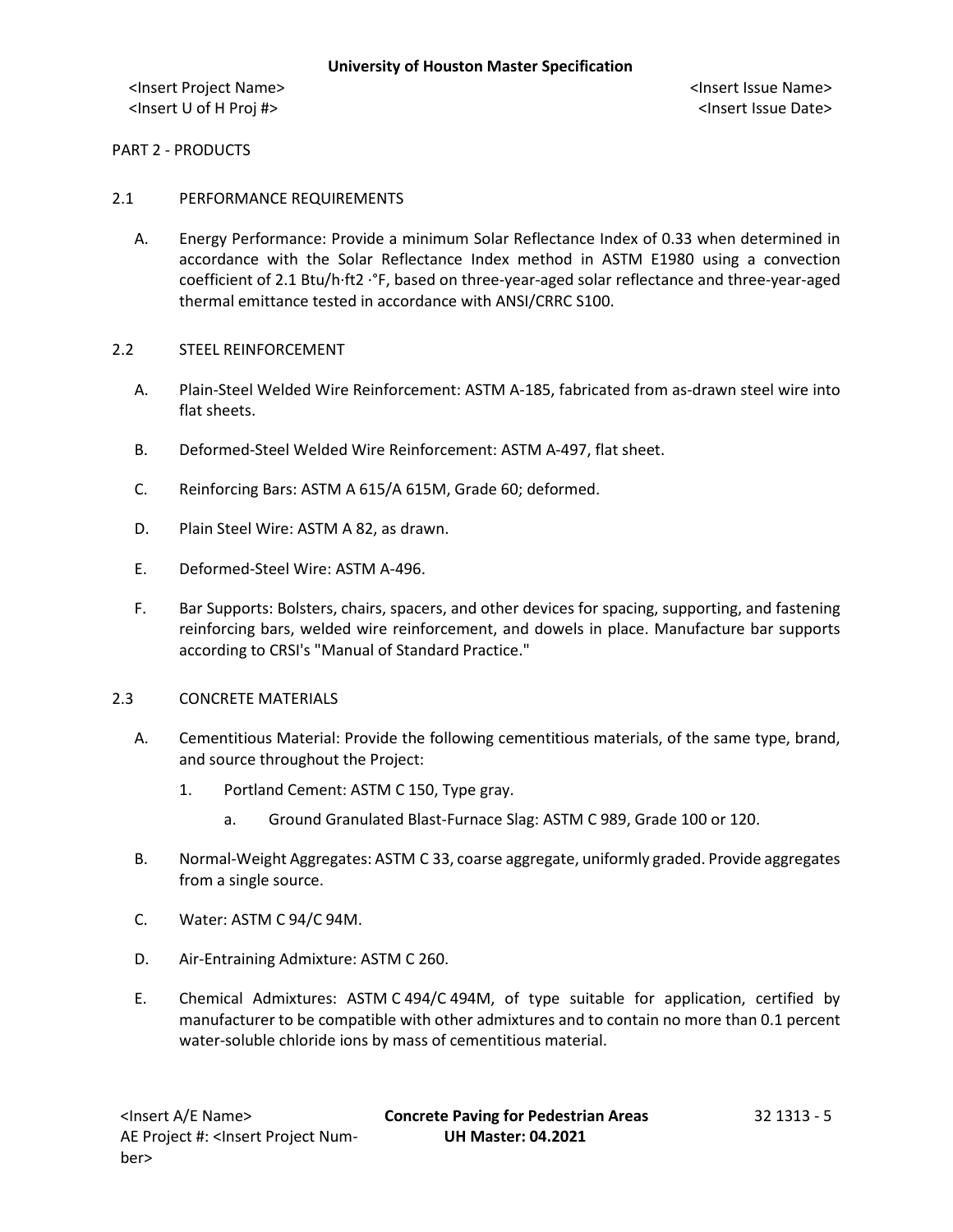PART 2 - PRODUCTS

## 2.1 PERFORMANCE REQUIREMENTS

A. Energy Performance: Provide a minimum Solar Reflectance Index of 0.33 when determined in accordance with the Solar Reflectance Index method in ASTM E1980 using a convection coefficient of 2.1 Btu/h·ft2 ·°F, based on three-year-aged solar reflectance and three-year-aged thermal emittance tested in accordance with ANSI/CRRC S100.

## 2.2 STEEL REINFORCEMENT

A. Plain-Steel Welded Wire Reinforcement: ASTM A-185, fabricated from as-drawn steel wire into flat sheets.

B. Deformed-Steel Welded Wire Reinforcement: ASTM A-497, flat sheet.

C. Reinforcing Bars: ASTM A 615/A 615M, Grade 60; deformed.

D. Plain Steel Wire: ASTM A 82, as drawn.

E. Deformed-Steel Wire: ASTM A-496.

F. Bar Supports: Bolsters, chairs, spacers, and other devices for spacing, supporting, and fastening reinforcing bars, welded wire reinforcement, and dowels in place. Manufacture bar supports according to CRSI's "Manual of Standard Practice."

## 2.3 CONCRETE MATERIALS

A. Cementitious Material: Provide the following cementitious materials, of the same type, brand, and source throughout the Project:

1. Portland Cement: ASTM C 150, Type gray.

   a. Ground Granulated Blast-Furnace Slag: ASTM C 989, Grade 100 or 120.

B. Normal-Weight Aggregates: ASTM C 33, coarse aggregate, uniformly graded. Provide aggregates from a single source.

C. Water: ASTM C 94/C 94M.

D. Air-Entraining Admixture: ASTM C 260.

E. Chemical Admixtures: ASTM C 494/C 494M, of type suitable for application, certified by manufacturer to be compatible with other admixtures and to contain no more than 0.1 percent water-soluble chloride ions by mass of cementitious material.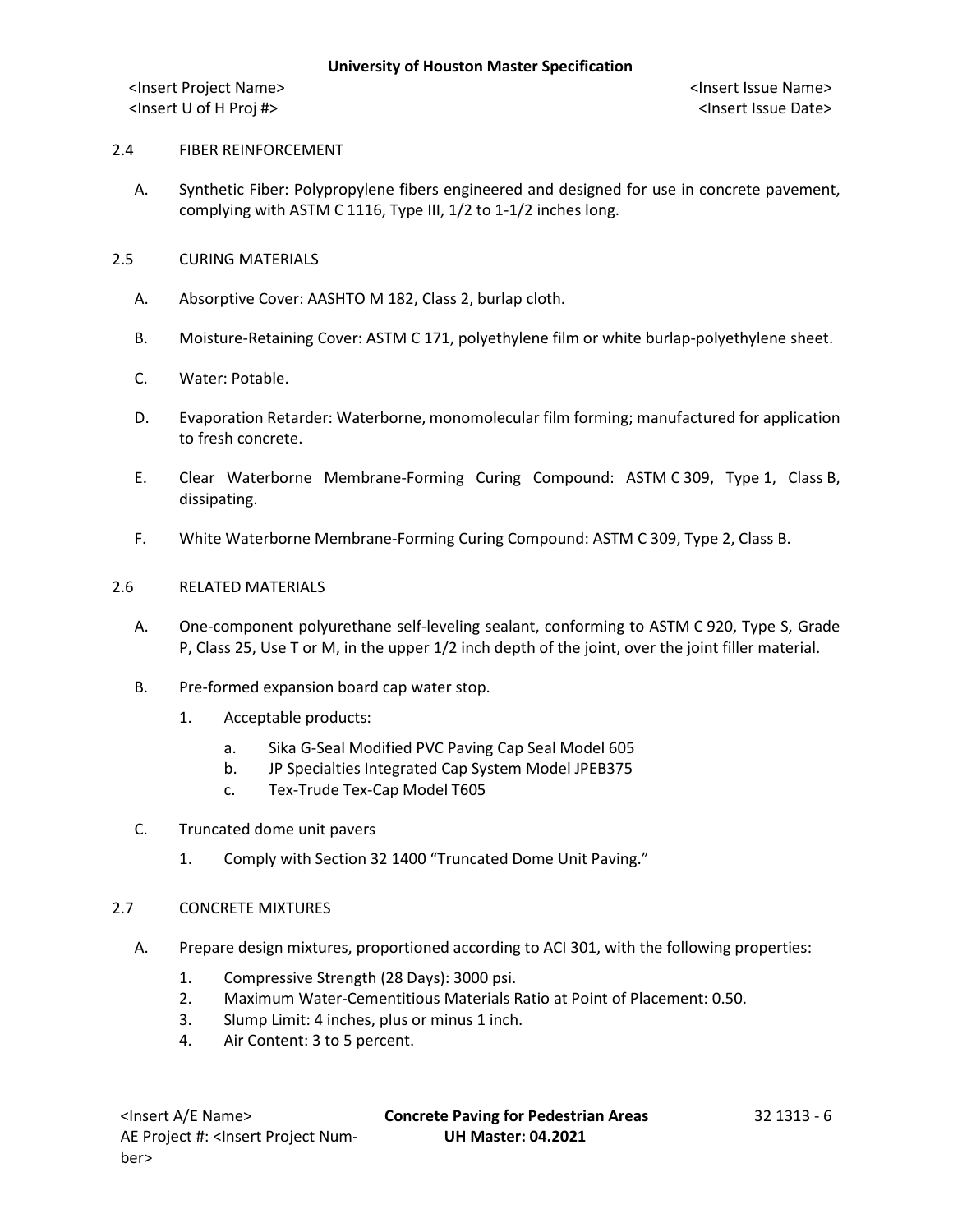## 2.4 FIBER REINFORCEMENT

A. Synthetic Fiber: Polypropylene fibers engineered and designed for use in concrete pavement, complying with ASTM C 1116, Type III, 1/2 to 1-1/2 inches long.

## 2.5 CURING MATERIALS

A. Absorptive Cover: AASHTO M 182, Class 2, burlap cloth.

B. Moisture-Retaining Cover: ASTM C 171, polyethylene film or white burlap-polyethylene sheet.

C. Water: Potable.

D. Evaporation Retarder: Waterborne, monomolecular film forming; manufactured for application to fresh concrete.

E. Clear Waterborne Membrane-Forming Curing Compound: ASTM C 309, Type 1, Class B, dissipating.

F. White Waterborne Membrane-Forming Curing Compound: ASTM C 309, Type 2, Class B.

## 2.6 RELATED MATERIALS

A. One-component polyurethane self-leveling sealant, conforming to ASTM C 920, Type S, Grade P, Class 25, Use T or M, in the upper 1/2 inch depth of the joint, over the joint filler material.

B. Pre-formed expansion board cap water stop.

1. Acceptable products:
   - a. Sika G-Seal Modified PVC Paving Cap Seal Model 605
   - b. JP Specialties Integrated Cap System Model JPEB375
   - c. Tex-Trude Tex-Cap Model T605

C. Truncated dome unit pavers

1. Comply with Section 32 1400 "Truncated Dome Unit Paving."

## 2.7 CONCRETE MIXTURES

A. Prepare design mixtures, proportioned according to ACI 301, with the following properties:

1. Compressive Strength (28 Days): 3000 psi.
2. Maximum Water-Cementitious Materials Ratio at Point of Placement: 0.50.
3. Slump Limit: 4 inches, plus or minus 1 inch.
4. Air Content: 3 to 5 percent.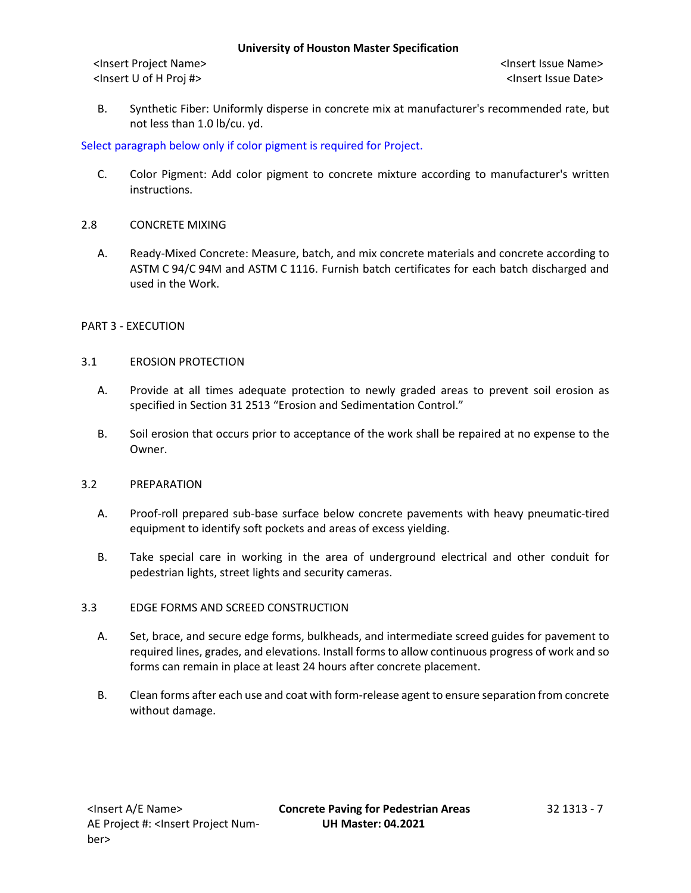B. Synthetic Fiber: Uniformly disperse in concrete mix at manufacturer's recommended rate, but not less than 1.0 lb/cu. yd.

Select paragraph below only if color pigment is required for Project.

C. Color Pigment: Add color pigment to concrete mixture according to manufacturer's written instructions.

## 2.8 CONCRETE MIXING

A. Ready-Mixed Concrete: Measure, batch, and mix concrete materials and concrete according to ASTM C 94/C 94M and ASTM C 1116. Furnish batch certificates for each batch discharged and used in the Work.

# PART 3 - EXECUTION

## 3.1 EROSION PROTECTION

A. Provide at all times adequate protection to newly graded areas to prevent soil erosion as specified in Section 31 2513 "Erosion and Sedimentation Control."

B. Soil erosion that occurs prior to acceptance of the work shall be repaired at no expense to the Owner.

## 3.2 PREPARATION

A. Proof-roll prepared sub-base surface below concrete pavements with heavy pneumatic-tired equipment to identify soft pockets and areas of excess yielding.

B. Take special care in working in the area of underground electrical and other conduit for pedestrian lights, street lights and security cameras.

## 3.3 EDGE FORMS AND SCREED CONSTRUCTION

A. Set, brace, and secure edge forms, bulkheads, and intermediate screed guides for pavement to required lines, grades, and elevations. Install forms to allow continuous progress of work and so forms can remain in place at least 24 hours after concrete placement.

B. Clean forms after each use and coat with form-release agent to ensure separation from concrete without damage.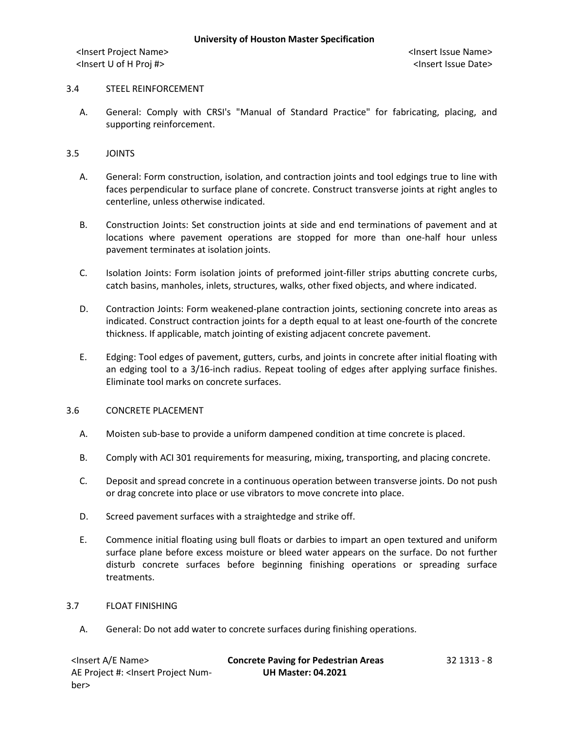## 3.4 STEEL REINFORCEMENT

A. General: Comply with CRSI's "Manual of Standard Practice" for fabricating, placing, and supporting reinforcement.

## 3.5 JOINTS

A. General: Form construction, isolation, and contraction joints and tool edgings true to line with faces perpendicular to surface plane of concrete. Construct transverse joints at right angles to centerline, unless otherwise indicated.

B. Construction Joints: Set construction joints at side and end terminations of pavement and at locations where pavement operations are stopped for more than one-half hour unless pavement terminates at isolation joints.

C. Isolation Joints: Form isolation joints of preformed joint-filler strips abutting concrete curbs, catch basins, manholes, inlets, structures, walks, other fixed objects, and where indicated.

D. Contraction Joints: Form weakened-plane contraction joints, sectioning concrete into areas as indicated. Construct contraction joints for a depth equal to at least one-fourth of the concrete thickness. If applicable, match jointing of existing adjacent concrete pavement.

E. Edging: Tool edges of pavement, gutters, curbs, and joints in concrete after initial floating with an edging tool to a 3/16-inch radius. Repeat tooling of edges after applying surface finishes. Eliminate tool marks on concrete surfaces.

## 3.6 CONCRETE PLACEMENT

A. Moisten sub-base to provide a uniform dampened condition at time concrete is placed.

B. Comply with ACI 301 requirements for measuring, mixing, transporting, and placing concrete.

C. Deposit and spread concrete in a continuous operation between transverse joints. Do not push or drag concrete into place or use vibrators to move concrete into place.

D. Screed pavement surfaces with a straightedge and strike off.

E. Commence initial floating using bull floats or darbies to impart an open textured and uniform surface plane before excess moisture or bleed water appears on the surface. Do not further disturb concrete surfaces before beginning finishing operations or spreading surface treatments.

## 3.7 FLOAT FINISHING

A. General: Do not add water to concrete surfaces during finishing operations.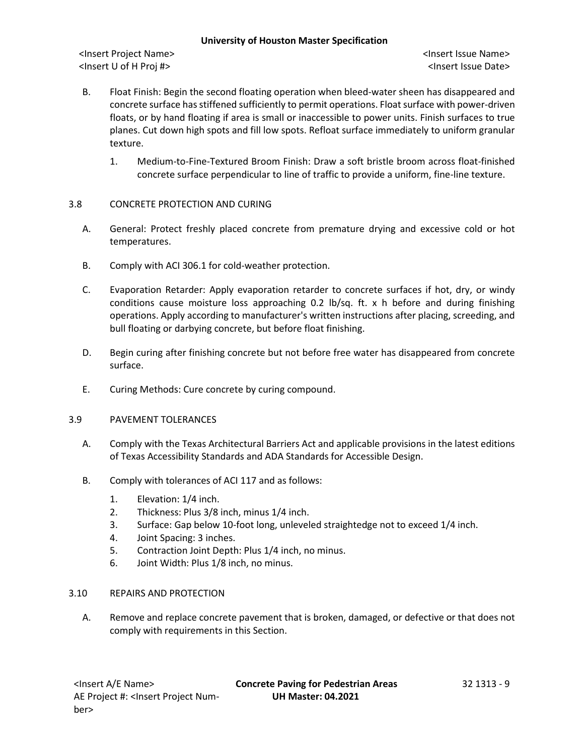B. Float Finish: Begin the second floating operation when bleed-water sheen has disappeared and concrete surface has stiffened sufficiently to permit operations. Float surface with power-driven floats, or by hand floating if area is small or inaccessible to power units. Finish surfaces to true planes. Cut down high spots and fill low spots. Refloat surface immediately to uniform granular texture.

   1. Medium-to-Fine-Textured Broom Finish: Draw a soft bristle broom across float-finished concrete surface perpendicular to line of traffic to provide a uniform, fine-line texture.

## 3.8 CONCRETE PROTECTION AND CURING

A. General: Protect freshly placed concrete from premature drying and excessive cold or hot temperatures.

B. Comply with ACI 306.1 for cold-weather protection.

C. Evaporation Retarder: Apply evaporation retarder to concrete surfaces if hot, dry, or windy conditions cause moisture loss approaching 0.2 lb/sq. ft. x h before and during finishing operations. Apply according to manufacturer's written instructions after placing, screeding, and bull floating or darbying concrete, but before float finishing.

D. Begin curing after finishing concrete but not before free water has disappeared from concrete surface.

E. Curing Methods: Cure concrete by curing compound.

## 3.9 PAVEMENT TOLERANCES

A. Comply with the Texas Architectural Barriers Act and applicable provisions in the latest editions of Texas Accessibility Standards and ADA Standards for Accessible Design.

B. Comply with tolerances of ACI 117 and as follows:

   1. Elevation: 1/4 inch.
   2. Thickness: Plus 3/8 inch, minus 1/4 inch.
   3. Surface: Gap below 10-foot long, unleveled straightedge not to exceed 1/4 inch.
   4. Joint Spacing: 3 inches.
   5. Contraction Joint Depth: Plus 1/4 inch, no minus.
   6. Joint Width: Plus 1/8 inch, no minus.

## 3.10 REPAIRS AND PROTECTION

A. Remove and replace concrete pavement that is broken, damaged, or defective or that does not comply with requirements in this Section.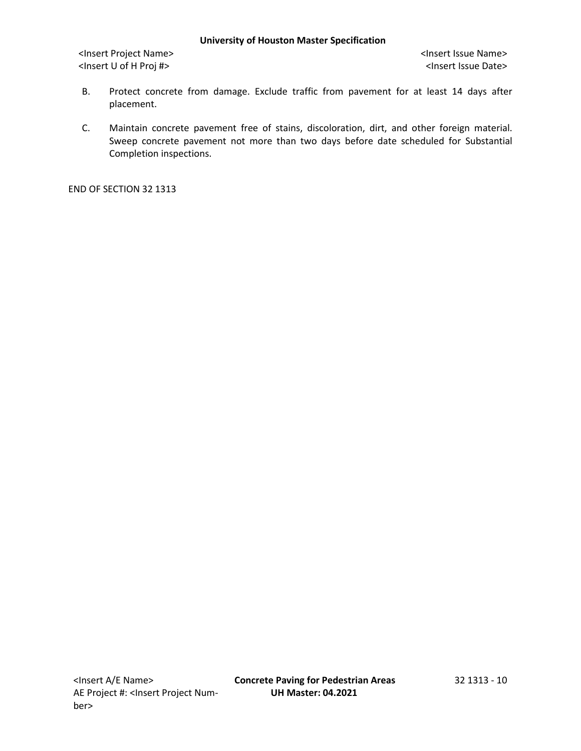B. Protect concrete from damage. Exclude traffic from pavement for at least 14 days after placement.

C. Maintain concrete pavement free of stains, discoloration, dirt, and other foreign material. Sweep concrete pavement not more than two days before date scheduled for Substantial Completion inspections.

END OF SECTION 32 1313